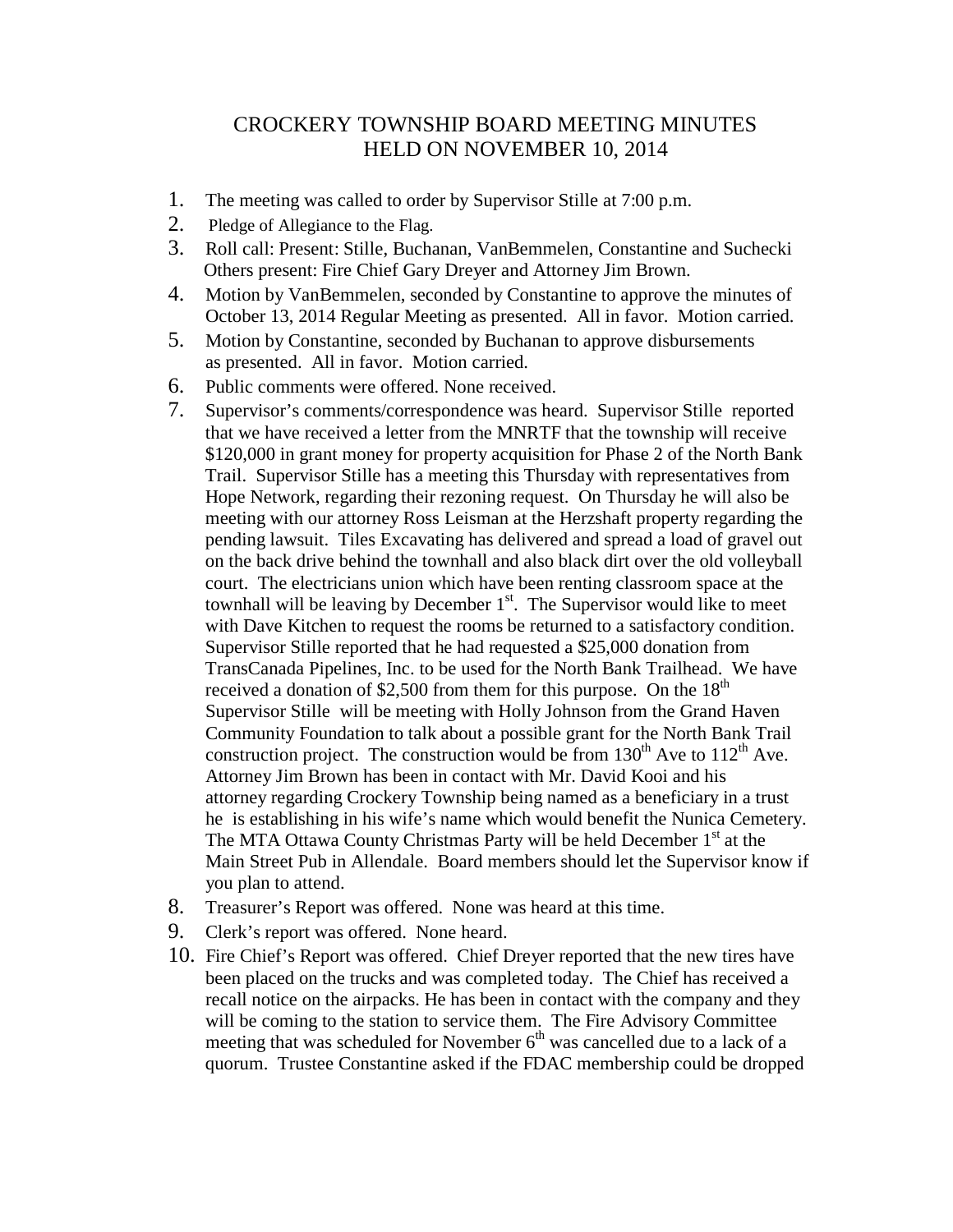# CROCKERY TOWNSHIP BOARD MEETING MINUTES
# HELD ON NOVEMBER 10, 2014

1. The meeting was called to order by Supervisor Stille at 7:00 p.m.
2. Pledge of Allegiance to the Flag.
3. Roll call: Present: Stille, Buchanan, VanBemmelen, Constantine and Suchecki Others present: Fire Chief Gary Dreyer and Attorney Jim Brown.
4. Motion by VanBemmelen, seconded by Constantine to approve the minutes of October 13, 2014 Regular Meeting as presented. All in favor. Motion carried.
5. Motion by Constantine, seconded by Buchanan to approve disbursements as presented. All in favor. Motion carried.
6. Public comments were offered. None received.
7. Supervisor's comments/correspondence was heard. Supervisor Stille reported that we have received a letter from the MNRTF that the township will receive $120,000 in grant money for property acquisition for Phase 2 of the North Bank Trail. Supervisor Stille has a meeting this Thursday with representatives from Hope Network, regarding their rezoning request. On Thursday he will also be meeting with our attorney Ross Leisman at the Herzshaft property regarding the pending lawsuit. Tiles Excavating has delivered and spread a load of gravel out on the back drive behind the townhall and also black dirt over the old volleyball court. The electricians union which have been renting classroom space at the townhall will be leaving by December 1st. The Supervisor would like to meet with Dave Kitchen to request the rooms be returned to a satisfactory condition. Supervisor Stille reported that he had requested a $25,000 donation from TransCanada Pipelines, Inc. to be used for the North Bank Trailhead. We have received a donation of $2,500 from them for this purpose. On the 18th Supervisor Stille will be meeting with Holly Johnson from the Grand Haven Community Foundation to talk about a possible grant for the North Bank Trail construction project. The construction would be from 130th Ave to 112th Ave. Attorney Jim Brown has been in contact with Mr. David Kooi and his attorney regarding Crockery Township being named as a beneficiary in a trust he is establishing in his wife's name which would benefit the Nunica Cemetery. The MTA Ottawa County Christmas Party will be held December 1st at the Main Street Pub in Allendale. Board members should let the Supervisor know if you plan to attend.
8. Treasurer's Report was offered. None was heard at this time.
9. Clerk's report was offered. None heard.
10. Fire Chief's Report was offered. Chief Dreyer reported that the new tires have been placed on the trucks and was completed today. The Chief has received a recall notice on the airpacks. He has been in contact with the company and they will be coming to the station to service them. The Fire Advisory Committee meeting that was scheduled for November 6th was cancelled due to a lack of a quorum. Trustee Constantine asked if the FDAC membership could be dropped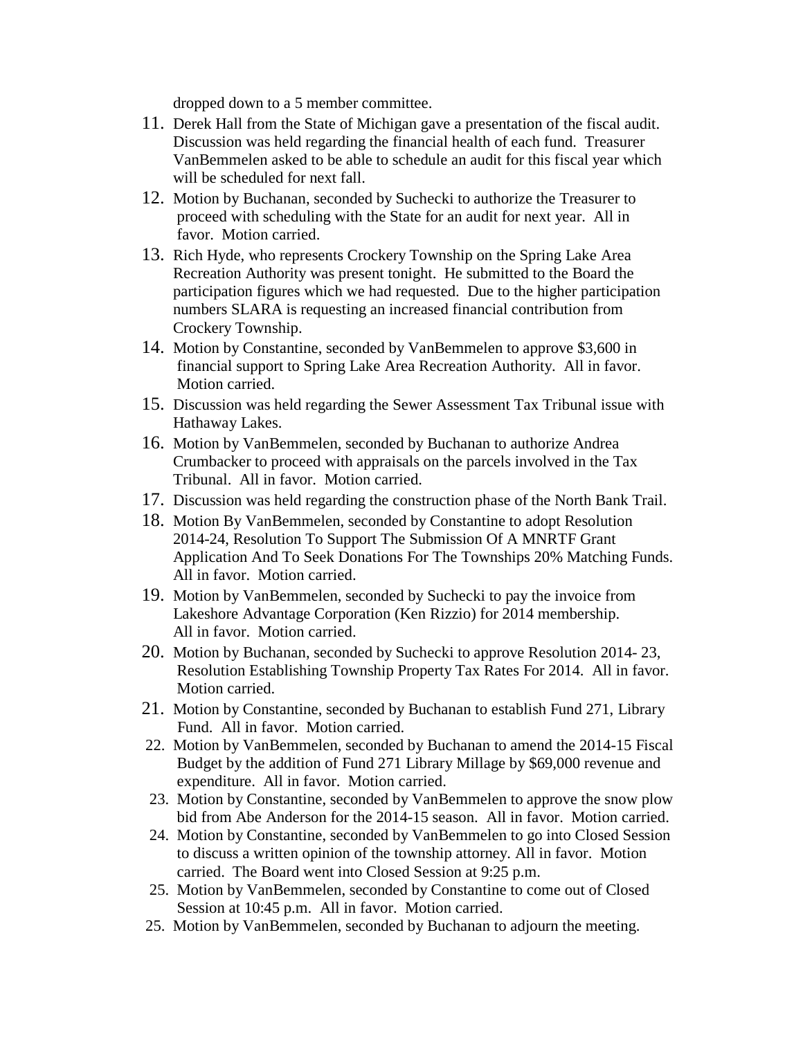dropped down to a 5 member committee.

11. Derek Hall from the State of Michigan gave a presentation of the fiscal audit. Discussion was held regarding the financial health of each fund. Treasurer VanBemmelen asked to be able to schedule an audit for this fiscal year which will be scheduled for next fall.
12. Motion by Buchanan, seconded by Suchecki to authorize the Treasurer to proceed with scheduling with the State for an audit for next year. All in favor. Motion carried.
13. Rich Hyde, who represents Crockery Township on the Spring Lake Area Recreation Authority was present tonight. He submitted to the Board the participation figures which we had requested. Due to the higher participation numbers SLARA is requesting an increased financial contribution from Crockery Township.
14. Motion by Constantine, seconded by VanBemmelen to approve $3,600 in financial support to Spring Lake Area Recreation Authority. All in favor. Motion carried.
15. Discussion was held regarding the Sewer Assessment Tax Tribunal issue with Hathaway Lakes.
16. Motion by VanBemmelen, seconded by Buchanan to authorize Andrea Crumbacker to proceed with appraisals on the parcels involved in the Tax Tribunal. All in favor. Motion carried.
17. Discussion was held regarding the construction phase of the North Bank Trail.
18. Motion By VanBemmelen, seconded by Constantine to adopt Resolution 2014-24, Resolution To Support The Submission Of A MNRTF Grant Application And To Seek Donations For The Townships 20% Matching Funds. All in favor. Motion carried.
19. Motion by VanBemmelen, seconded by Suchecki to pay the invoice from Lakeshore Advantage Corporation (Ken Rizzio) for 2014 membership. All in favor. Motion carried.
20. Motion by Buchanan, seconded by Suchecki to approve Resolution 2014- 23, Resolution Establishing Township Property Tax Rates For 2014. All in favor. Motion carried.
21. Motion by Constantine, seconded by Buchanan to establish Fund 271, Library Fund. All in favor. Motion carried.
22. Motion by VanBemmelen, seconded by Buchanan to amend the 2014-15 Fiscal Budget by the addition of Fund 271 Library Millage by $69,000 revenue and expenditure. All in favor. Motion carried.
23. Motion by Constantine, seconded by VanBemmelen to approve the snow plow bid from Abe Anderson for the 2014-15 season. All in favor. Motion carried.
24. Motion by Constantine, seconded by VanBemmelen to go into Closed Session to discuss a written opinion of the township attorney. All in favor. Motion carried. The Board went into Closed Session at 9:25 p.m.
25. Motion by VanBemmelen, seconded by Constantine to come out of Closed Session at 10:45 p.m. All in favor. Motion carried.

25\. Motion by VanBemmelen, seconded by Buchanan to adjourn the meeting.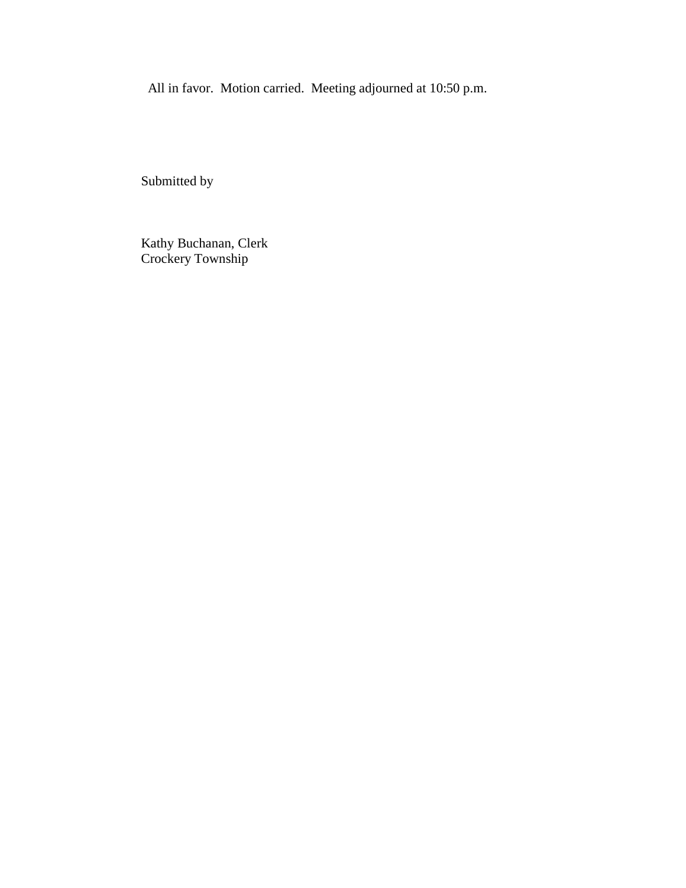All in favor. Motion carried. Meeting adjourned at 10:50 p.m.

Submitted by

Kathy Buchanan, Clerk
Crockery Township